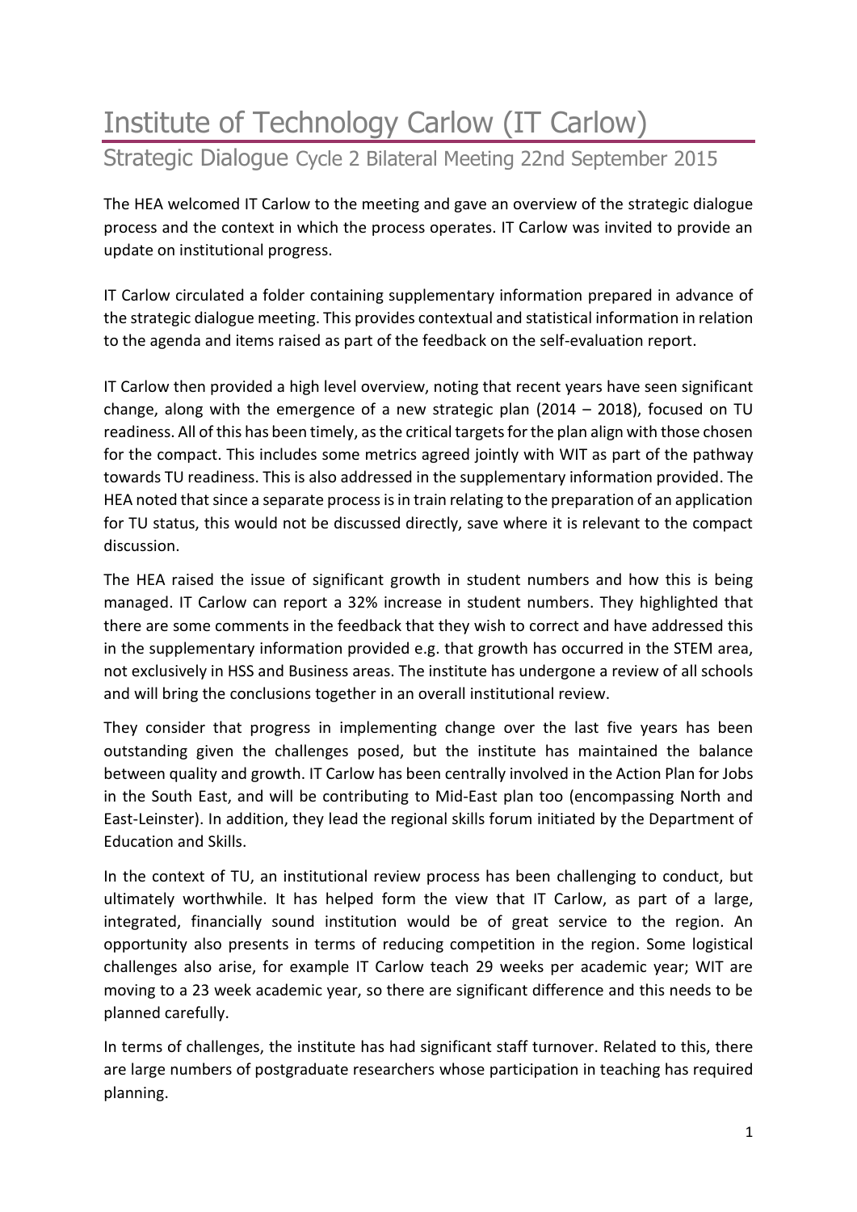# Institute of Technology Carlow (IT Carlow)

## Strategic Dialogue Cycle 2 Bilateral Meeting 22nd September 2015

The HEA welcomed IT Carlow to the meeting and gave an overview of the strategic dialogue process and the context in which the process operates. IT Carlow was invited to provide an update on institutional progress.

IT Carlow circulated a folder containing supplementary information prepared in advance of the strategic dialogue meeting. This provides contextual and statistical information in relation to the agenda and items raised as part of the feedback on the self-evaluation report.

IT Carlow then provided a high level overview, noting that recent years have seen significant change, along with the emergence of a new strategic plan (2014 – 2018), focused on TU readiness. All of this has been timely, as the critical targets for the plan align with those chosen for the compact. This includes some metrics agreed jointly with WIT as part of the pathway towards TU readiness. This is also addressed in the supplementary information provided. The HEA noted that since a separate process is in train relating to the preparation of an application for TU status, this would not be discussed directly, save where it is relevant to the compact discussion.

The HEA raised the issue of significant growth in student numbers and how this is being managed. IT Carlow can report a 32% increase in student numbers. They highlighted that there are some comments in the feedback that they wish to correct and have addressed this in the supplementary information provided e.g. that growth has occurred in the STEM area, not exclusively in HSS and Business areas. The institute has undergone a review of all schools and will bring the conclusions together in an overall institutional review.

They consider that progress in implementing change over the last five years has been outstanding given the challenges posed, but the institute has maintained the balance between quality and growth. IT Carlow has been centrally involved in the Action Plan for Jobs in the South East, and will be contributing to Mid-East plan too (encompassing North and East-Leinster). In addition, they lead the regional skills forum initiated by the Department of Education and Skills.

In the context of TU, an institutional review process has been challenging to conduct, but ultimately worthwhile. It has helped form the view that IT Carlow, as part of a large, integrated, financially sound institution would be of great service to the region. An opportunity also presents in terms of reducing competition in the region. Some logistical challenges also arise, for example IT Carlow teach 29 weeks per academic year; WIT are moving to a 23 week academic year, so there are significant difference and this needs to be planned carefully.

In terms of challenges, the institute has had significant staff turnover. Related to this, there are large numbers of postgraduate researchers whose participation in teaching has required planning.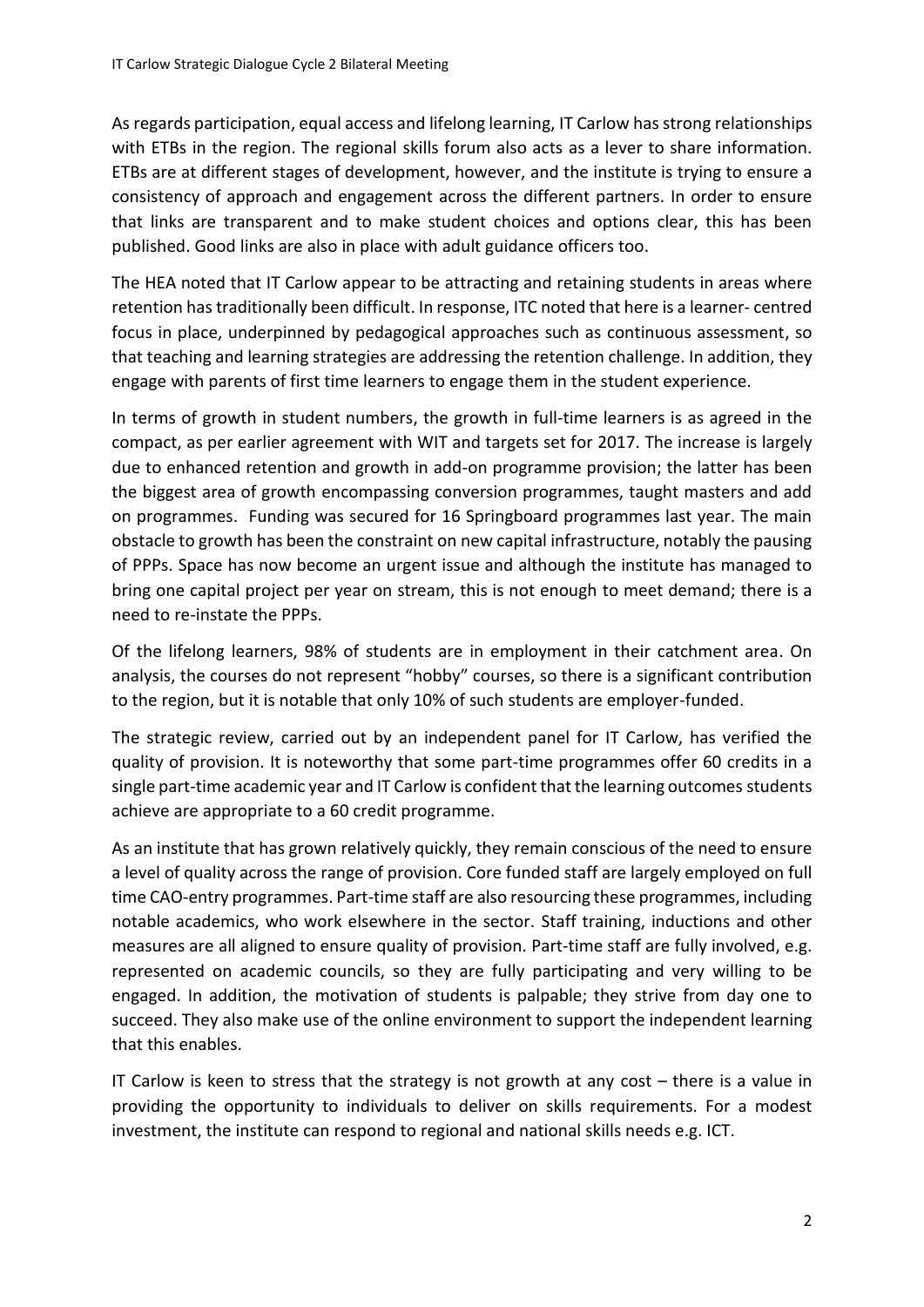As regards participation, equal access and lifelong learning, IT Carlow has strong relationships with ETBs in the region. The regional skills forum also acts as a lever to share information. ETBs are at different stages of development, however, and the institute is trying to ensure a consistency of approach and engagement across the different partners. In order to ensure that links are transparent and to make student choices and options clear, this has been published. Good links are also in place with adult guidance officers too.

The HEA noted that IT Carlow appear to be attracting and retaining students in areas where retention has traditionally been difficult. In response, ITC noted that here is a learner- centred focus in place, underpinned by pedagogical approaches such as continuous assessment, so that teaching and learning strategies are addressing the retention challenge. In addition, they engage with parents of first time learners to engage them in the student experience.

In terms of growth in student numbers, the growth in full-time learners is as agreed in the compact, as per earlier agreement with WIT and targets set for 2017. The increase is largely due to enhanced retention and growth in add-on programme provision; the latter has been the biggest area of growth encompassing conversion programmes, taught masters and add on programmes. Funding was secured for 16 Springboard programmes last year. The main obstacle to growth has been the constraint on new capital infrastructure, notably the pausing of PPPs. Space has now become an urgent issue and although the institute has managed to bring one capital project per year on stream, this is not enough to meet demand; there is a need to re-instate the PPPs.

Of the lifelong learners, 98% of students are in employment in their catchment area. On analysis, the courses do not represent "hobby" courses, so there is a significant contribution to the region, but it is notable that only 10% of such students are employer-funded.

The strategic review, carried out by an independent panel for IT Carlow, has verified the quality of provision. It is noteworthy that some part-time programmes offer 60 credits in a single part-time academic year and IT Carlow is confident that the learning outcomes students achieve are appropriate to a 60 credit programme.

As an institute that has grown relatively quickly, they remain conscious of the need to ensure a level of quality across the range of provision. Core funded staff are largely employed on full time CAO-entry programmes. Part-time staff are also resourcing these programmes, including notable academics, who work elsewhere in the sector. Staff training, inductions and other measures are all aligned to ensure quality of provision. Part-time staff are fully involved, e.g. represented on academic councils, so they are fully participating and very willing to be engaged. In addition, the motivation of students is palpable; they strive from day one to succeed. They also make use of the online environment to support the independent learning that this enables.

IT Carlow is keen to stress that the strategy is not growth at any cost – there is a value in providing the opportunity to individuals to deliver on skills requirements. For a modest investment, the institute can respond to regional and national skills needs e.g. ICT.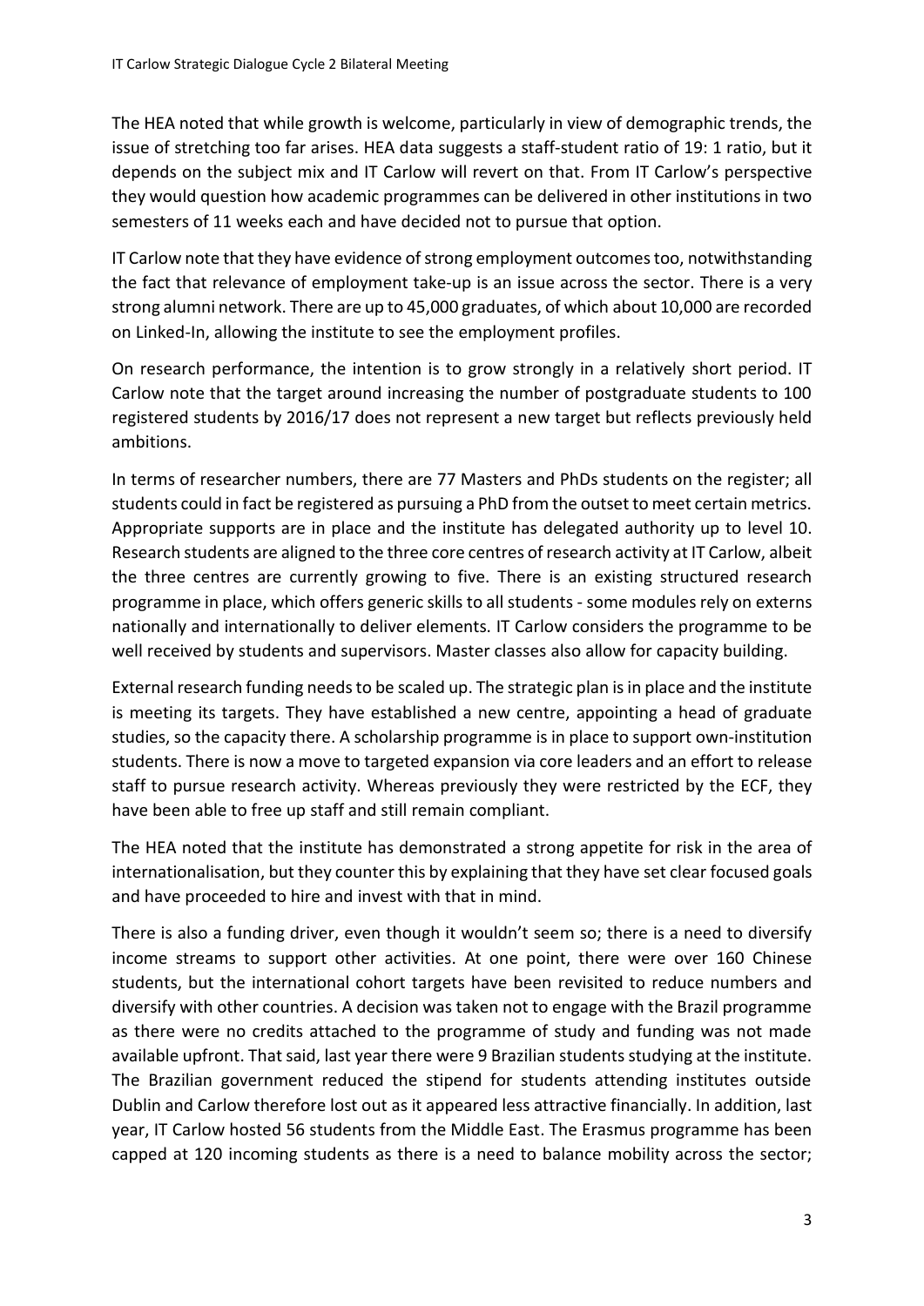The HEA noted that while growth is welcome, particularly in view of demographic trends, the issue of stretching too far arises. HEA data suggests a staff-student ratio of 19: 1 ratio, but it depends on the subject mix and IT Carlow will revert on that. From IT Carlow's perspective they would question how academic programmes can be delivered in other institutions in two semesters of 11 weeks each and have decided not to pursue that option.

IT Carlow note that they have evidence of strong employment outcomes too, notwithstanding the fact that relevance of employment take-up is an issue across the sector. There is a very strong alumni network. There are up to 45,000 graduates, of which about 10,000 are recorded on Linked-In, allowing the institute to see the employment profiles.

On research performance, the intention is to grow strongly in a relatively short period. IT Carlow note that the target around increasing the number of postgraduate students to 100 registered students by 2016/17 does not represent a new target but reflects previously held ambitions.

In terms of researcher numbers, there are 77 Masters and PhDs students on the register; all students could in fact be registered as pursuing a PhD from the outset to meet certain metrics. Appropriate supports are in place and the institute has delegated authority up to level 10. Research students are aligned to the three core centres of research activity at IT Carlow, albeit the three centres are currently growing to five. There is an existing structured research programme in place, which offers generic skills to all students - some modules rely on externs nationally and internationally to deliver elements. IT Carlow considers the programme to be well received by students and supervisors. Master classes also allow for capacity building.

External research funding needs to be scaled up. The strategic plan is in place and the institute is meeting its targets. They have established a new centre, appointing a head of graduate studies, so the capacity there. A scholarship programme is in place to support own-institution students. There is now a move to targeted expansion via core leaders and an effort to release staff to pursue research activity. Whereas previously they were restricted by the ECF, they have been able to free up staff and still remain compliant.

The HEA noted that the institute has demonstrated a strong appetite for risk in the area of internationalisation, but they counter this by explaining that they have set clear focused goals and have proceeded to hire and invest with that in mind.

There is also a funding driver, even though it wouldn't seem so; there is a need to diversify income streams to support other activities. At one point, there were over 160 Chinese students, but the international cohort targets have been revisited to reduce numbers and diversify with other countries. A decision was taken not to engage with the Brazil programme as there were no credits attached to the programme of study and funding was not made available upfront. That said, last year there were 9 Brazilian students studying at the institute. The Brazilian government reduced the stipend for students attending institutes outside Dublin and Carlow therefore lost out as it appeared less attractive financially. In addition, last year, IT Carlow hosted 56 students from the Middle East. The Erasmus programme has been capped at 120 incoming students as there is a need to balance mobility across the sector;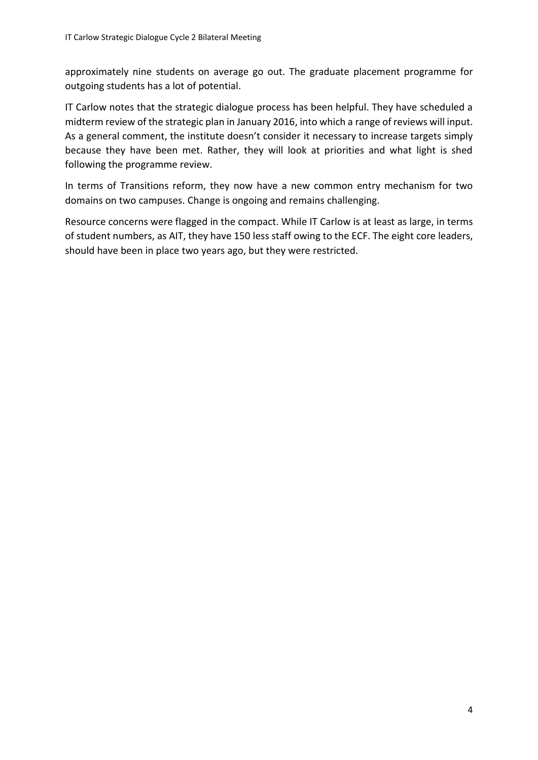approximately nine students on average go out. The graduate placement programme for outgoing students has a lot of potential.

IT Carlow notes that the strategic dialogue process has been helpful. They have scheduled a midterm review of the strategic plan in January 2016, into which a range of reviews will input. As a general comment, the institute doesn't consider it necessary to increase targets simply because they have been met. Rather, they will look at priorities and what light is shed following the programme review.

In terms of Transitions reform, they now have a new common entry mechanism for two domains on two campuses. Change is ongoing and remains challenging.

Resource concerns were flagged in the compact. While IT Carlow is at least as large, in terms of student numbers, as AIT, they have 150 less staff owing to the ECF. The eight core leaders, should have been in place two years ago, but they were restricted.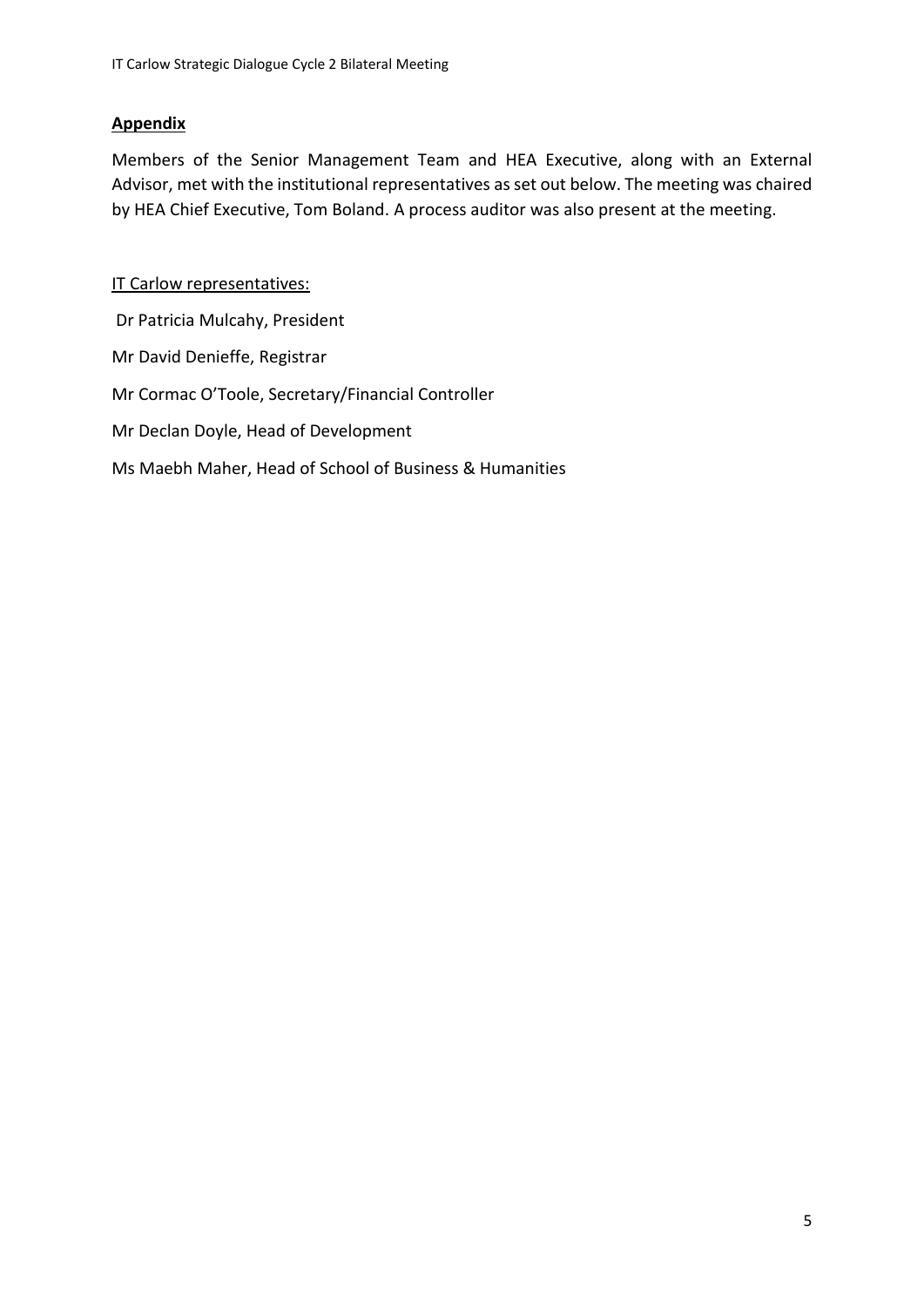## **Appendix**

Members of the Senior Management Team and HEA Executive, along with an External Advisor, met with the institutional representatives as set out below. The meeting was chaired by HEA Chief Executive, Tom Boland. A process auditor was also present at the meeting.

IT Carlow representatives:

Dr Patricia Mulcahy, President

Mr David Denieffe, Registrar

Mr Cormac O'Toole, Secretary/Financial Controller

Mr Declan Doyle, Head of Development

Ms Maebh Maher, Head of School of Business & Humanities